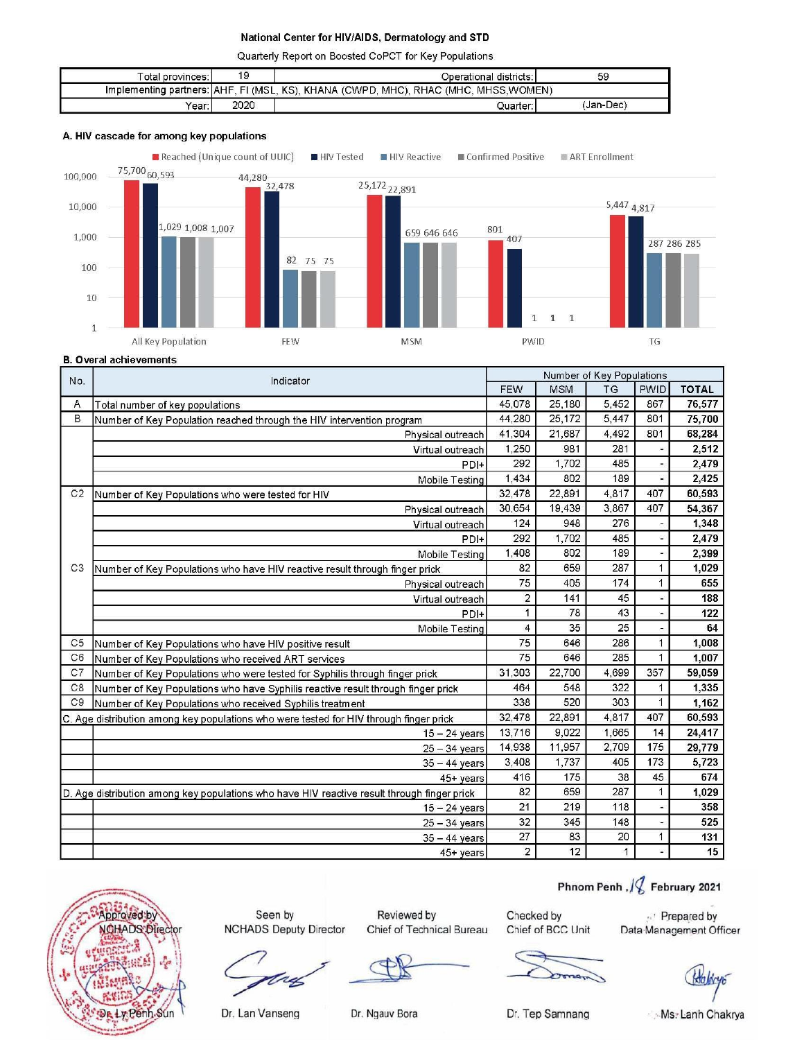# National Center for HIV/AIDS, Dermatology and STD

Quarterly Report on Boosted CoPCT for Key Populations

| Total provinces: | 19 | Operational districts: | 59 |
|---|---|---|---|
| Implementing partners: | AHF, FI (MSL, KS), KHANA (CWPD, MHC), RHAC (MHC, MHSS,WOMEN) | | |
| Year: | 2020 | Quarter: | (Jan-Dec) |

## A. HIV cascade for among key populations

Legend: Reached (Unique count of UUIC), HIV Tested, HIV Reactive, Confirmed Positive, ART Enrollment

| | Reached (Unique count of UUIC) | HIV Tested | HIV Reactive | Confirmed Positive | ART Enrollment |
|---|---|---|---|---|---|
| All Key Population | 75,700 | 60,593 | 1,029 | 1,008 | 1,007 |
| FEW | 44,280 | 32,478 | 82 | 75 | 75 |
| MSM | 25,172 | 22,891 | 659 | 646 | 646 |
| PWID | 801 | 407 | 1 | 1 | 1 |
| TG | 5,447 | 4,817 | 287 | 286 | 285 |

## B. Overal achievements

| No. | Indicator | Number of Key Populations | | | | |
|---|---|---|---|---|---|---|
| | | FEW | MSM | TG | PWID | TOTAL |
| A | Total number of key populations | 45,078 | 25,180 | 5,452 | 867 | 76,577 |
| B | Number of Key Population reached through the HIV intervention program | 44,280 | 25,172 | 5,447 | 801 | 75,700 |
| | Physical outreach | 41,304 | 21,687 | 4,492 | 801 | 68,284 |
| | Virtual outreach | 1,250 | 981 | 281 | - | 2,512 |
| | PDI+ | 292 | 1,702 | 485 | - | 2,479 |
| | Mobile Testing | 1,434 | 802 | 189 | - | 2,425 |
| C2 | Number of Key Populations who were tested for HIV | 32,478 | 22,891 | 4,817 | 407 | 60,593 |
| | Physical outreach | 30,654 | 19,439 | 3,867 | 407 | 54,367 |
| | Virtual outreach | 124 | 948 | 276 | - | 1,348 |
| | PDI+ | 292 | 1,702 | 485 | - | 2,479 |
| | Mobile Testing | 1,408 | 802 | 189 | - | 2,399 |
| C3 | Number of Key Populations who have HIV reactive result through finger prick | 82 | 659 | 287 | 1 | 1,029 |
| | Physical outreach | 75 | 405 | 174 | 1 | 655 |
| | Virtual outreach | 2 | 141 | 45 | - | 188 |
| | PDI+ | 1 | 78 | 43 | - | 122 |
| | Mobile Testing | 4 | 35 | 25 | - | 64 |
| C5 | Number of Key Populations who have HIV positive result | 75 | 646 | 286 | 1 | 1,008 |
| C6 | Number of Key Populations who received ART services | 75 | 646 | 285 | 1 | 1,007 |
| C7 | Number of Key Populations who were tested for Syphilis through finger prick | 31,303 | 22,700 | 4,699 | 357 | 59,059 |
| C8 | Number of Key Populations who have Syphilis reactive result through finger prick | 464 | 548 | 322 | 1 | 1,335 |
| C9 | Number of Key Populations who received Syphilis treatment | 338 | 520 | 303 | 1 | 1,162 |
| C. Age distribution among key populations who were tested for HIV through finger prick | | 32,478 | 22,891 | 4,817 | 407 | 60,593 |
| | 15 – 24 years | 13,716 | 9,022 | 1,665 | 14 | 24,417 |
| | 25 – 34 years | 14,938 | 11,957 | 2,709 | 175 | 29,779 |
| | 35 – 44 years | 3,408 | 1,737 | 405 | 173 | 5,723 |
| | 45+ years | 416 | 175 | 38 | 45 | 674 |
| D. Age distribution among key populations who have HIV reactive result through finger prick | | 82 | 659 | 287 | 1 | 1,029 |
| | 15 – 24 years | 21 | 219 | 118 | - | 358 |
| | 25 – 34 years | 32 | 345 | 148 | - | 525 |
| | 35 – 44 years | 27 | 83 | 20 | 1 | 131 |
| | 45+ years | 2 | 12 | 1 | - | 15 |

Phnom Penh, 18 February 2021

| Approved by NCHADS Director | Seen by NCHADS Deputy Director | Reviewed by Chief of Technical Bureau | Checked by Chief of BCC Unit | Prepared by Data Management Officer |
|---|---|---|---|---|
| Dr. Ly Penh Sun | Dr. Lan Vanseng | Dr. Ngauv Bora | Dr. Tep Samnang | Ms. Lanh Chakrya |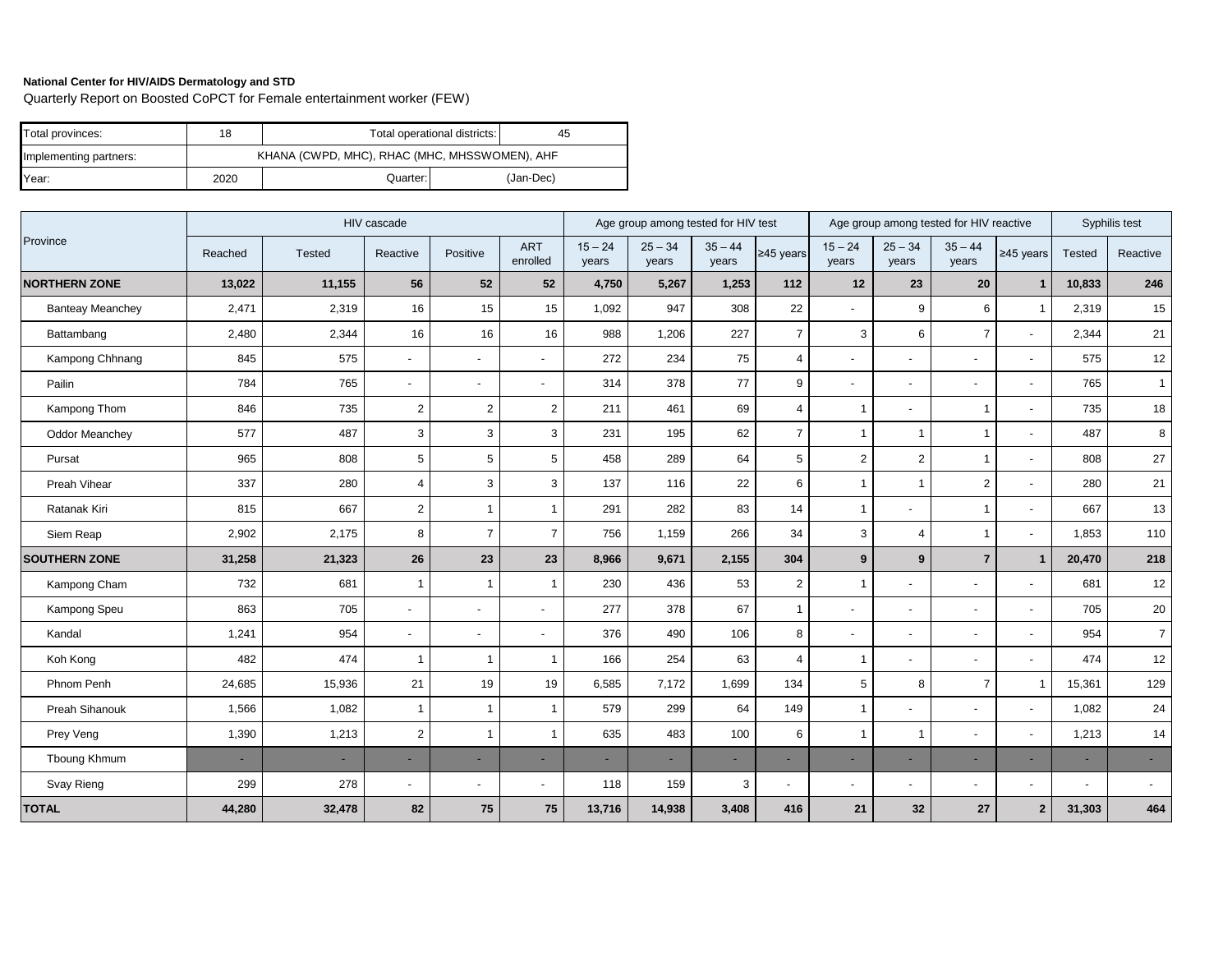**National Center for HIV/AIDS Dermatology and STD**

Quarterly Report on Boosted CoPCT for Female entertainment worker (FEW)

| Total provinces: | 18 | Total operational districts: | 45 |
|---|---|---|---|
| Implementing partners: | KHANA (CWPD, MHC), RHAC (MHC, MHSSWOMEN), AHF | | |
| Year: | 2020 | Quarter: | (Jan-Dec) |

| Province | HIV cascade | | | | | Age group among tested for HIV test | | | | Age group among tested for HIV reactive | | | | Syphilis test | |
|---|---|---|---|---|---|---|---|---|---|---|---|---|---|---|---|
| | Reached | Tested | Reactive | Positive | ART enrolled | 15 – 24 years | 25 – 34 years | 35 – 44 years | ≥45 years | 15 – 24 years | 25 – 34 years | 35 – 44 years | ≥45 years | Tested | Reactive |
| **NORTHERN ZONE** | **13,022** | **11,155** | **56** | **52** | **52** | **4,750** | **5,267** | **1,253** | **112** | **12** | **23** | **20** | **1** | **10,833** | **246** |
| Banteay Meanchey | 2,471 | 2,319 | 16 | 15 | 15 | 1,092 | 947 | 308 | 22 | - | 9 | 6 | 1 | 2,319 | 15 |
| Battambang | 2,480 | 2,344 | 16 | 16 | 16 | 988 | 1,206 | 227 | 7 | 3 | 6 | 7 | - | 2,344 | 21 |
| Kampong Chhnang | 845 | 575 | - | - | - | 272 | 234 | 75 | 4 | - | - | - | - | 575 | 12 |
| Pailin | 784 | 765 | - | - | - | 314 | 378 | 77 | 9 | - | - | - | - | 765 | 1 |
| Kampong Thom | 846 | 735 | 2 | 2 | 2 | 211 | 461 | 69 | 4 | 1 | - | 1 | - | 735 | 18 |
| Oddor Meanchey | 577 | 487 | 3 | 3 | 3 | 231 | 195 | 62 | 7 | 1 | 1 | 1 | - | 487 | 8 |
| Pursat | 965 | 808 | 5 | 5 | 5 | 458 | 289 | 64 | 5 | 2 | 2 | 1 | - | 808 | 27 |
| Preah Vihear | 337 | 280 | 4 | 3 | 3 | 137 | 116 | 22 | 6 | 1 | 1 | 2 | - | 280 | 21 |
| Ratanak Kiri | 815 | 667 | 2 | 1 | 1 | 291 | 282 | 83 | 14 | 1 | - | 1 | - | 667 | 13 |
| Siem Reap | 2,902 | 2,175 | 8 | 7 | 7 | 756 | 1,159 | 266 | 34 | 3 | 4 | 1 | - | 1,853 | 110 |
| **SOUTHERN ZONE** | **31,258** | **21,323** | **26** | **23** | **23** | **8,966** | **9,671** | **2,155** | **304** | **9** | **9** | **7** | **1** | **20,470** | **218** |
| Kampong Cham | 732 | 681 | 1 | 1 | 1 | 230 | 436 | 53 | 2 | 1 | - | - | - | 681 | 12 |
| Kampong Speu | 863 | 705 | - | - | - | 277 | 378 | 67 | 1 | - | - | - | - | 705 | 20 |
| Kandal | 1,241 | 954 | - | - | - | 376 | 490 | 106 | 8 | - | - | - | - | 954 | 7 |
| Koh Kong | 482 | 474 | 1 | 1 | 1 | 166 | 254 | 63 | 4 | 1 | - | - | - | 474 | 12 |
| Phnom Penh | 24,685 | 15,936 | 21 | 19 | 19 | 6,585 | 7,172 | 1,699 | 134 | 5 | 8 | 7 | 1 | 15,361 | 129 |
| Preah Sihanouk | 1,566 | 1,082 | 1 | 1 | 1 | 579 | 299 | 64 | 149 | 1 | - | - | - | 1,082 | 24 |
| Prey Veng | 1,390 | 1,213 | 2 | 1 | 1 | 635 | 483 | 100 | 6 | 1 | 1 | - | - | 1,213 | 14 |
| Tboung Khmum | - | - | - | - | - | - | - | - | - | - | - | - | - | - | - |
| Svay Rieng | 299 | 278 | - | - | - | 118 | 159 | 3 | - | - | - | - | - | - | - |
| **TOTAL** | **44,280** | **32,478** | **82** | **75** | **75** | **13,716** | **14,938** | **3,408** | **416** | **21** | **32** | **27** | **2** | **31,303** | **464** |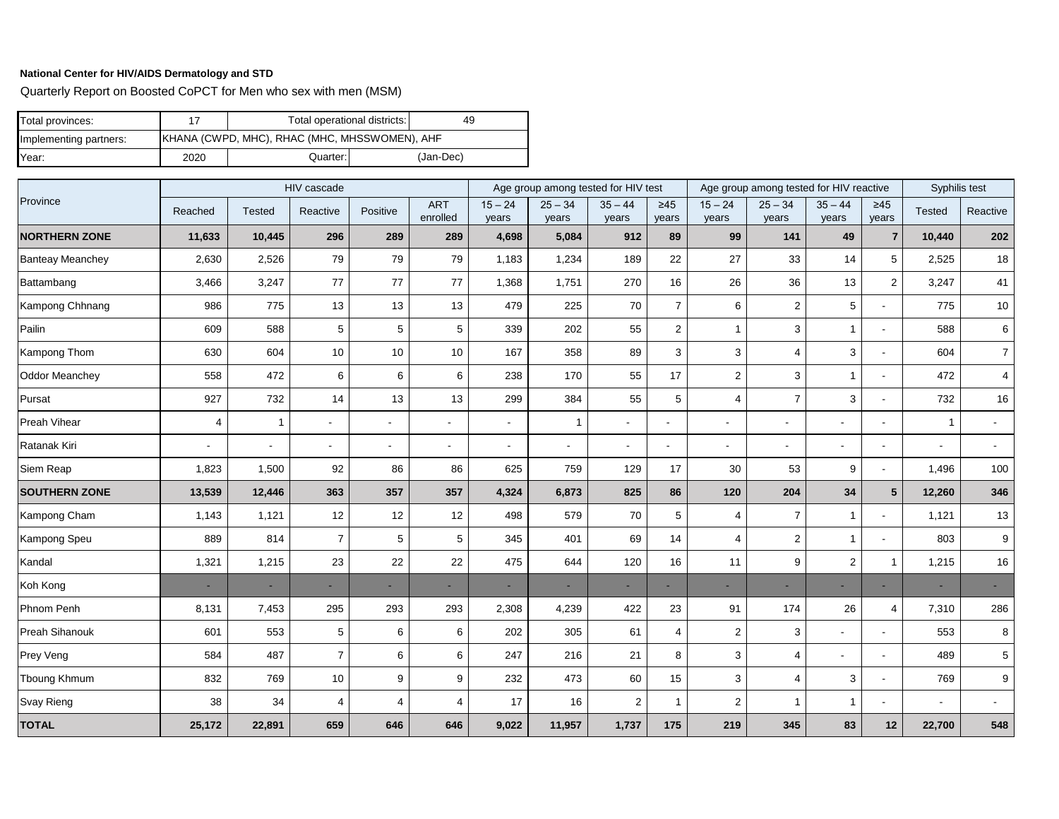**National Center for HIV/AIDS Dermatology and STD**

Quarterly Report on Boosted CoPCT for Men who sex with men (MSM)

| Total provinces: | 17 | Total operational districts: | 49 |
|---|---|---|---|
| Implementing partners: | KHANA (CWPD, MHC), RHAC (MHC, MHSSWOMEN), AHF | | |
| Year: | 2020 | Quarter: | (Jan-Dec) |

| Province | HIV cascade | | | | | Age group among tested for HIV test | | | | Age group among tested for HIV reactive | | | | Syphilis test | |
|---|---|---|---|---|---|---|---|---|---|---|---|---|---|---|---|
| | Reached | Tested | Reactive | Positive | ART enrolled | 15 – 24 years | 25 – 34 years | 35 – 44 years | ≥45 years | 15 – 24 years | 25 – 34 years | 35 – 44 years | ≥45 years | Tested | Reactive |
| **NORTHERN ZONE** | **11,633** | **10,445** | **296** | **289** | **289** | **4,698** | **5,084** | **912** | **89** | **99** | **141** | **49** | **7** | **10,440** | **202** |
| Banteay Meanchey | 2,630 | 2,526 | 79 | 79 | 79 | 1,183 | 1,234 | 189 | 22 | 27 | 33 | 14 | 5 | 2,525 | 18 |
| Battambang | 3,466 | 3,247 | 77 | 77 | 77 | 1,368 | 1,751 | 270 | 16 | 26 | 36 | 13 | 2 | 3,247 | 41 |
| Kampong Chhnang | 986 | 775 | 13 | 13 | 13 | 479 | 225 | 70 | 7 | 6 | 2 | 5 | - | 775 | 10 |
| Pailin | 609 | 588 | 5 | 5 | 5 | 339 | 202 | 55 | 2 | 1 | 3 | 1 | - | 588 | 6 |
| Kampong Thom | 630 | 604 | 10 | 10 | 10 | 167 | 358 | 89 | 3 | 3 | 4 | 3 | - | 604 | 7 |
| Oddor Meanchey | 558 | 472 | 6 | 6 | 6 | 238 | 170 | 55 | 17 | 2 | 3 | 1 | - | 472 | 4 |
| Pursat | 927 | 732 | 14 | 13 | 13 | 299 | 384 | 55 | 5 | 4 | 7 | 3 | - | 732 | 16 |
| Preah Vihear | 4 | 1 | - | - | - | - | 1 | - | - | - | - | - | - | 1 | - |
| Ratanak Kiri | - | - | - | - | - | - | - | - | - | - | - | - | - | - | - |
| Siem Reap | 1,823 | 1,500 | 92 | 86 | 86 | 625 | 759 | 129 | 17 | 30 | 53 | 9 | - | 1,496 | 100 |
| **SOUTHERN ZONE** | **13,539** | **12,446** | **363** | **357** | **357** | **4,324** | **6,873** | **825** | **86** | **120** | **204** | **34** | **5** | **12,260** | **346** |
| Kampong Cham | 1,143 | 1,121 | 12 | 12 | 12 | 498 | 579 | 70 | 5 | 4 | 7 | 1 | - | 1,121 | 13 |
| Kampong Speu | 889 | 814 | 7 | 5 | 5 | 345 | 401 | 69 | 14 | 4 | 2 | 1 | - | 803 | 9 |
| Kandal | 1,321 | 1,215 | 23 | 22 | 22 | 475 | 644 | 120 | 16 | 11 | 9 | 2 | 1 | 1,215 | 16 |
| Koh Kong | - | - | - | - | - | - | - | - | - | - | - | - | - | - | - |
| Phnom Penh | 8,131 | 7,453 | 295 | 293 | 293 | 2,308 | 4,239 | 422 | 23 | 91 | 174 | 26 | 4 | 7,310 | 286 |
| Preah Sihanouk | 601 | 553 | 5 | 6 | 6 | 202 | 305 | 61 | 4 | 2 | 3 | - | - | 553 | 8 |
| Prey Veng | 584 | 487 | 7 | 6 | 6 | 247 | 216 | 21 | 8 | 3 | 4 | - | - | 489 | 5 |
| Tboung Khmum | 832 | 769 | 10 | 9 | 9 | 232 | 473 | 60 | 15 | 3 | 4 | 3 | - | 769 | 9 |
| Svay Rieng | 38 | 34 | 4 | 4 | 4 | 17 | 16 | 2 | 1 | 2 | 1 | 1 | - | - | - |
| **TOTAL** | **25,172** | **22,891** | **659** | **646** | **646** | **9,022** | **11,957** | **1,737** | **175** | **219** | **345** | **83** | **12** | **22,700** | **548** |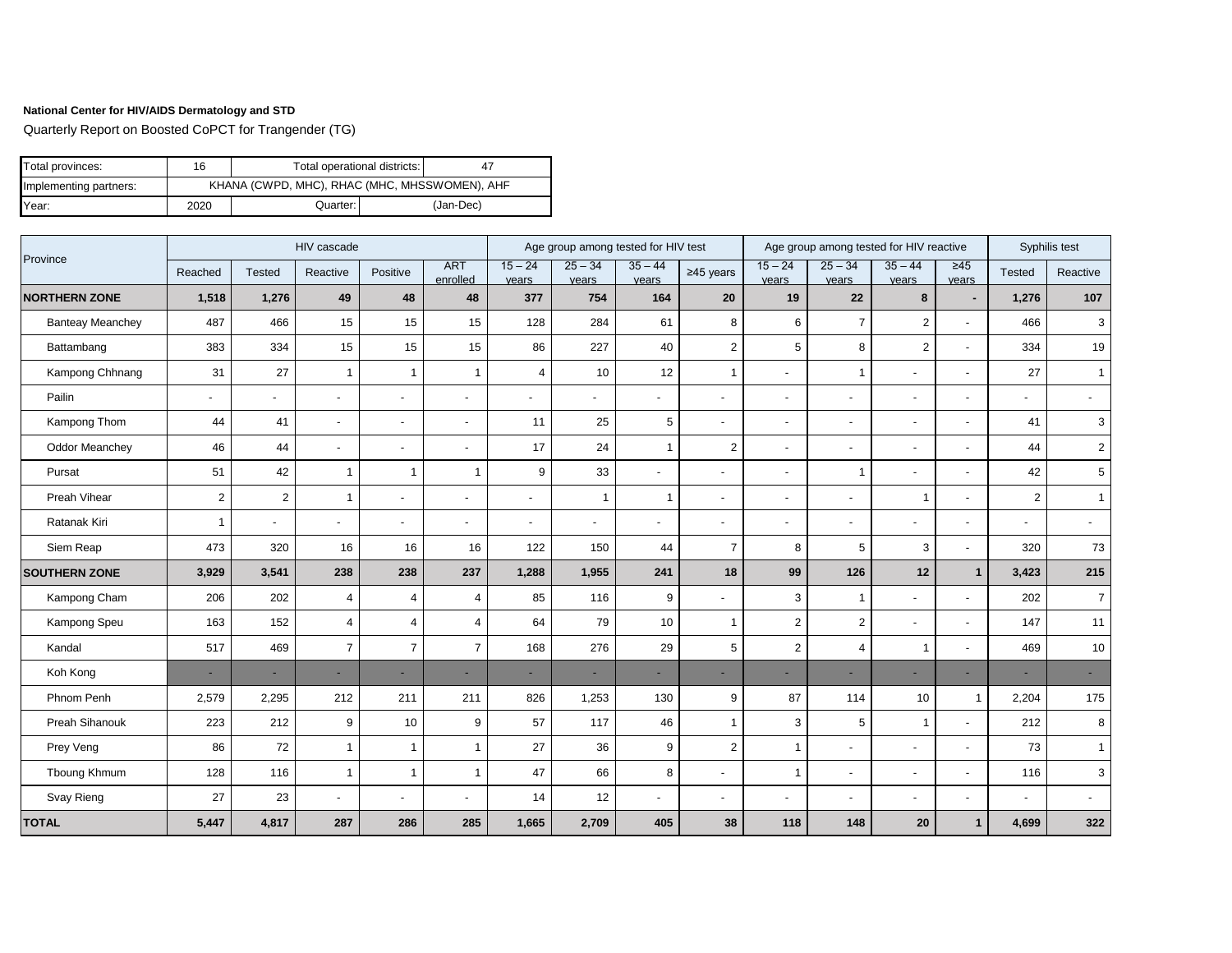**National Center for HIV/AIDS Dermatology and STD**

Quarterly Report on Boosted CoPCT for Trangender (TG)

| Total provinces: | 16 | Total operational districts: | 47 |
|---|---|---|---|
| Implementing partners: | KHANA (CWPD, MHC), RHAC (MHC, MHSSWOMEN), AHF | | |
| Year: | 2020 | Quarter: | (Jan-Dec) |

| Province | HIV cascade | | | | | Age group among tested for HIV test | | | | Age group among tested for HIV reactive | | | | Syphilis test | |
|---|---|---|---|---|---|---|---|---|---|---|---|---|---|---|---|
| | Reached | Tested | Reactive | Positive | ART enrolled | 15 – 24 years | 25 – 34 years | 35 – 44 years | ≥45 years | 15 – 24 years | 25 – 34 years | 35 – 44 years | ≥45 years | Tested | Reactive |
| **NORTHERN ZONE** | **1,518** | **1,276** | **49** | **48** | **48** | **377** | **754** | **164** | **20** | **19** | **22** | **8** | **-** | **1,276** | **107** |
| Banteay Meanchey | 487 | 466 | 15 | 15 | 15 | 128 | 284 | 61 | 8 | 6 | 7 | 2 | - | 466 | 3 |
| Battambang | 383 | 334 | 15 | 15 | 15 | 86 | 227 | 40 | 2 | 5 | 8 | 2 | - | 334 | 19 |
| Kampong Chhnang | 31 | 27 | 1 | 1 | 1 | 4 | 10 | 12 | 1 | - | 1 | - | - | 27 | 1 |
| Pailin | - | - | - | - | - | - | - | - | - | - | - | - | - | - | - |
| Kampong Thom | 44 | 41 | - | - | - | 11 | 25 | 5 | - | - | - | - | - | 41 | 3 |
| Oddor Meanchey | 46 | 44 | - | - | - | 17 | 24 | 1 | 2 | - | - | - | - | 44 | 2 |
| Pursat | 51 | 42 | 1 | 1 | 1 | 9 | 33 | - | - | - | 1 | - | - | 42 | 5 |
| Preah Vihear | 2 | 2 | 1 | - | - | - | 1 | 1 | - | - | - | 1 | - | 2 | 1 |
| Ratanak Kiri | 1 | - | - | - | - | - | - | - | - | - | - | - | - | - | - |
| Siem Reap | 473 | 320 | 16 | 16 | 16 | 122 | 150 | 44 | 7 | 8 | 5 | 3 | - | 320 | 73 |
| **SOUTHERN ZONE** | **3,929** | **3,541** | **238** | **238** | **237** | **1,288** | **1,955** | **241** | **18** | **99** | **126** | **12** | **1** | **3,423** | **215** |
| Kampong Cham | 206 | 202 | 4 | 4 | 4 | 85 | 116 | 9 | - | 3 | 1 | - | - | 202 | 7 |
| Kampong Speu | 163 | 152 | 4 | 4 | 4 | 64 | 79 | 10 | 1 | 2 | 2 | - | - | 147 | 11 |
| Kandal | 517 | 469 | 7 | 7 | 7 | 168 | 276 | 29 | 5 | 2 | 4 | 1 | - | 469 | 10 |
| Koh Kong | - | - | - | - | - | - | - | - | - | - | - | - | - | - | - |
| Phnom Penh | 2,579 | 2,295 | 212 | 211 | 211 | 826 | 1,253 | 130 | 9 | 87 | 114 | 10 | 1 | 2,204 | 175 |
| Preah Sihanouk | 223 | 212 | 9 | 10 | 9 | 57 | 117 | 46 | 1 | 3 | 5 | 1 | - | 212 | 8 |
| Prey Veng | 86 | 72 | 1 | 1 | 1 | 27 | 36 | 9 | 2 | 1 | - | - | - | 73 | 1 |
| Tboung Khmum | 128 | 116 | 1 | 1 | 1 | 47 | 66 | 8 | - | 1 | - | - | - | 116 | 3 |
| Svay Rieng | 27 | 23 | - | - | - | 14 | 12 | - | - | - | - | - | - | - | - |
| **TOTAL** | **5,447** | **4,817** | **287** | **286** | **285** | **1,665** | **2,709** | **405** | **38** | **118** | **148** | **20** | **1** | **4,699** | **322** |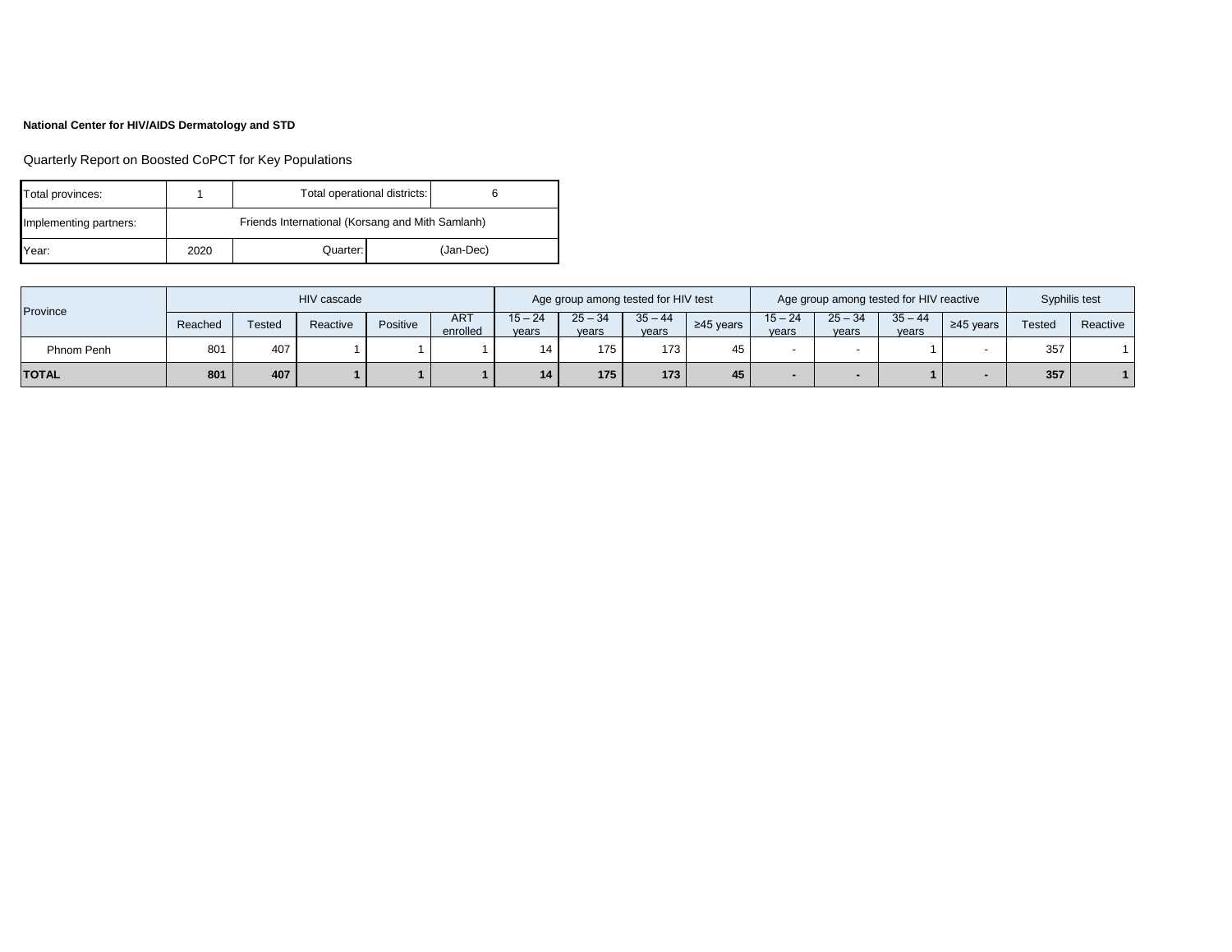**National Center for HIV/AIDS Dermatology and STD**

Quarterly Report on Boosted CoPCT for Key Populations

| | | | |
|---|---|---|---|
| Total provinces: | 1 | Total operational districts: | 6 |
| Implementing partners: | Friends International (Korsang and Mith Samlanh) | | |
| Year: | 2020 | Quarter: | (Jan-Dec) |

| Province | HIV cascade | | | | | Age group among tested for HIV test | | | | Age group among tested for HIV reactive | | | | Syphilis test | |
|---|---|---|---|---|---|---|---|---|---|---|---|---|---|---|---|
| | Reached | Tested | Reactive | Positive | ART enrolled | 15 – 24 years | 25 – 34 years | 35 – 44 years | ≥45 years | 15 – 24 years | 25 – 34 years | 35 – 44 years | ≥45 years | Tested | Reactive |
| Phnom Penh | 801 | 407 | 1 | 1 | 1 | 14 | 175 | 173 | 45 | - | - | 1 | - | 357 | 1 |
| **TOTAL** | **801** | **407** | **1** | **1** | **1** | **14** | **175** | **173** | **45** | **-** | **-** | **1** | **-** | **357** | **1** |